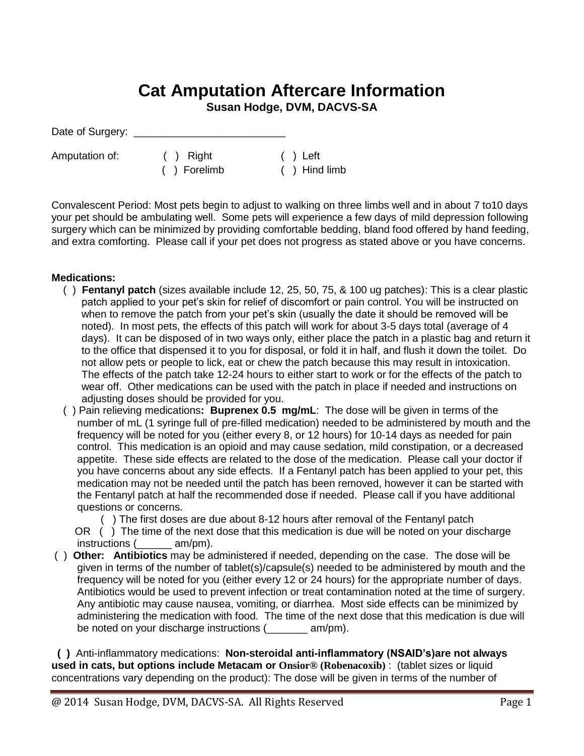# Cat Amputation Aftercare Information

**Susan Hodge, DVM, DACVS-SA**

Date of Surgery: ___________________________

Amputation of: ( ) Right ( ) Left
( ) Forelimb ( ) Hind limb

Convalescent Period: Most pets begin to adjust to walking on three limbs well and in about 7 to10 days your pet should be ambulating well. Some pets will experience a few days of mild depression following surgery which can be minimized by providing comfortable bedding, bland food offered by hand feeding, and extra comforting. Please call if your pet does not progress as stated above or you have concerns.

**Medications:**

( ) **Fentanyl patch** (sizes available include 12, 25, 50, 75, & 100 ug patches): This is a clear plastic patch applied to your pet's skin for relief of discomfort or pain control. You will be instructed on when to remove the patch from your pet's skin (usually the date it should be removed will be noted). In most pets, the effects of this patch will work for about 3-5 days total (average of 4 days). It can be disposed of in two ways only, either place the patch in a plastic bag and return it to the office that dispensed it to you for disposal, or fold it in half, and flush it down the toilet. Do not allow pets or people to lick, eat or chew the patch because this may result in intoxication. The effects of the patch take 12-24 hours to either start to work or for the effects of the patch to wear off. Other medications can be used with the patch in place if needed and instructions on adjusting doses should be provided for you.

( ) Pain relieving medications**: Buprenex 0.5 mg/mL**: The dose will be given in terms of the number of mL (1 syringe full of pre-filled medication) needed to be administered by mouth and the frequency will be noted for you (either every 8, or 12 hours) for 10-14 days as needed for pain control. This medication is an opioid and may cause sedation, mild constipation, or a decreased appetite. These side effects are related to the dose of the medication. Please call your doctor if you have concerns about any side effects. If a Fentanyl patch has been applied to your pet, this medication may not be needed until the patch has been removed, however it can be started with the Fentanyl patch at half the recommended dose if needed. Please call if you have additional questions or concerns.

( ) The first doses are due about 8-12 hours after removal of the Fentanyl patch

OR ( ) The time of the next dose that this medication is due will be noted on your discharge instructions (______ am/pm).

( ) **Other: Antibiotics** may be administered if needed, depending on the case. The dose will be given in terms of the number of tablet(s)/capsule(s) needed to be administered by mouth and the frequency will be noted for you (either every 12 or 24 hours) for the appropriate number of days. Antibiotics would be used to prevent infection or treat contamination noted at the time of surgery. Any antibiotic may cause nausea, vomiting, or diarrhea. Most side effects can be minimized by administering the medication with food. The time of the next dose that this medication is due will be noted on your discharge instructions (_______ am/pm).

**( )** Anti-inflammatory medications: **Non-steroidal anti-inflammatory (NSAID's)are not always used in cats, but options include Metacam or Onsior® (Robenacoxib)** : (tablet sizes or liquid concentrations vary depending on the product): The dose will be given in terms of the number of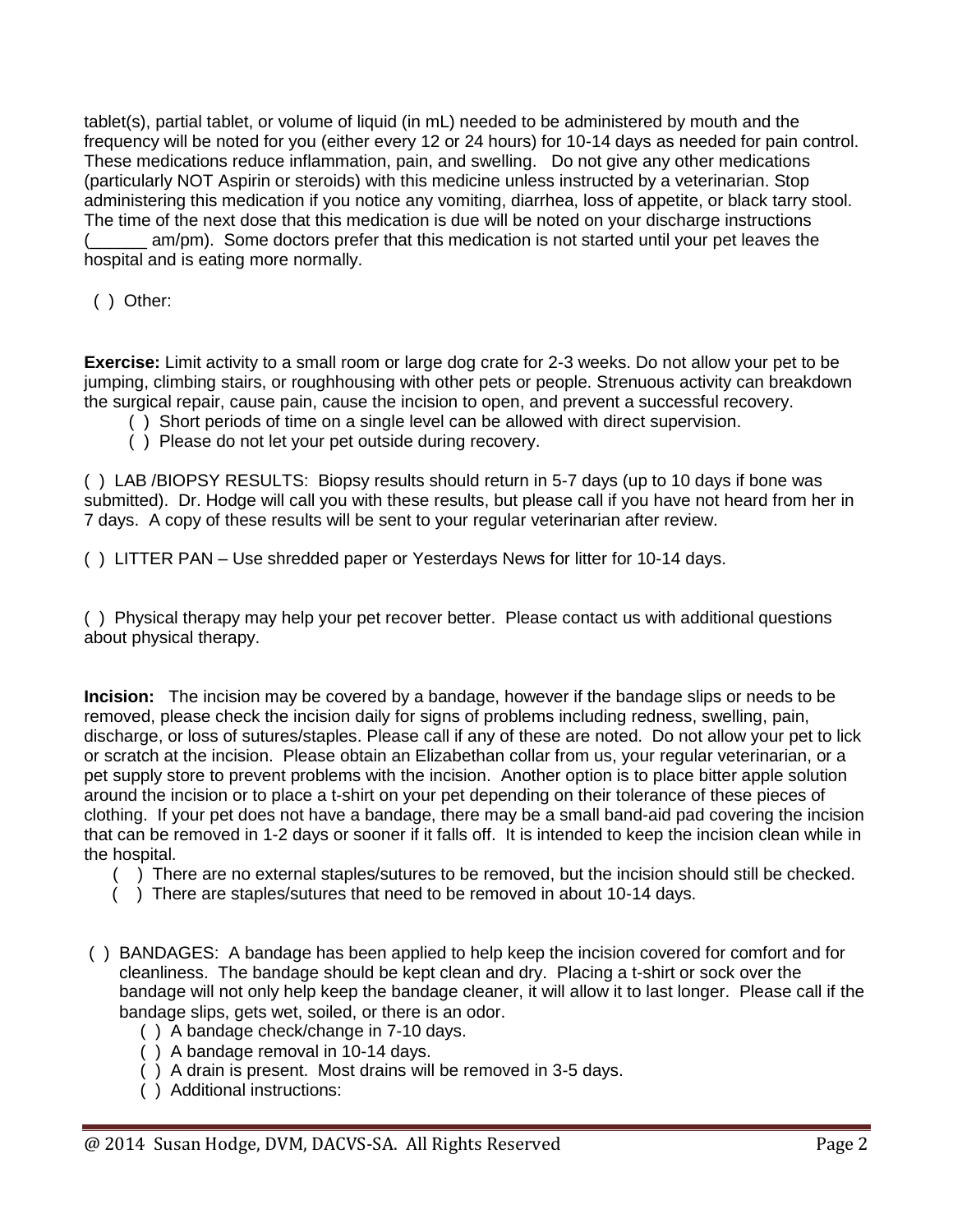tablet(s), partial tablet, or volume of liquid (in mL) needed to be administered by mouth and the frequency will be noted for you (either every 12 or 24 hours) for 10-14 days as needed for pain control. These medications reduce inflammation, pain, and swelling. Do not give any other medications (particularly NOT Aspirin or steroids) with this medicine unless instructed by a veterinarian. Stop administering this medication if you notice any vomiting, diarrhea, loss of appetite, or black tarry stool. The time of the next dose that this medication is due will be noted on your discharge instructions (______ am/pm). Some doctors prefer that this medication is not started until your pet leaves the hospital and is eating more normally.

( ) Other:

**Exercise:** Limit activity to a small room or large dog crate for 2-3 weeks. Do not allow your pet to be jumping, climbing stairs, or roughhousing with other pets or people. Strenuous activity can breakdown the surgical repair, cause pain, cause the incision to open, and prevent a successful recovery.

- ( ) Short periods of time on a single level can be allowed with direct supervision.
- ( ) Please do not let your pet outside during recovery.

( ) LAB /BIOPSY RESULTS: Biopsy results should return in 5-7 days (up to 10 days if bone was submitted). Dr. Hodge will call you with these results, but please call if you have not heard from her in 7 days. A copy of these results will be sent to your regular veterinarian after review.

( ) LITTER PAN – Use shredded paper or Yesterdays News for litter for 10-14 days.

( ) Physical therapy may help your pet recover better. Please contact us with additional questions about physical therapy.

**Incision:** The incision may be covered by a bandage, however if the bandage slips or needs to be removed, please check the incision daily for signs of problems including redness, swelling, pain, discharge, or loss of sutures/staples. Please call if any of these are noted. Do not allow your pet to lick or scratch at the incision. Please obtain an Elizabethan collar from us, your regular veterinarian, or a pet supply store to prevent problems with the incision. Another option is to place bitter apple solution around the incision or to place a t-shirt on your pet depending on their tolerance of these pieces of clothing. If your pet does not have a bandage, there may be a small band-aid pad covering the incision that can be removed in 1-2 days or sooner if it falls off. It is intended to keep the incision clean while in the hospital.

- ( ) There are no external staples/sutures to be removed, but the incision should still be checked.
- ( ) There are staples/sutures that need to be removed in about 10-14 days.

( ) BANDAGES: A bandage has been applied to help keep the incision covered for comfort and for cleanliness. The bandage should be kept clean and dry. Placing a t-shirt or sock over the bandage will not only help keep the bandage cleaner, it will allow it to last longer. Please call if the bandage slips, gets wet, soiled, or there is an odor.

- ( ) A bandage check/change in 7-10 days.
- ( ) A bandage removal in 10-14 days.
- ( ) A drain is present. Most drains will be removed in 3-5 days.
- ( ) Additional instructions:

@ 2014 Susan Hodge, DVM, DACVS-SA. All Rights Reserved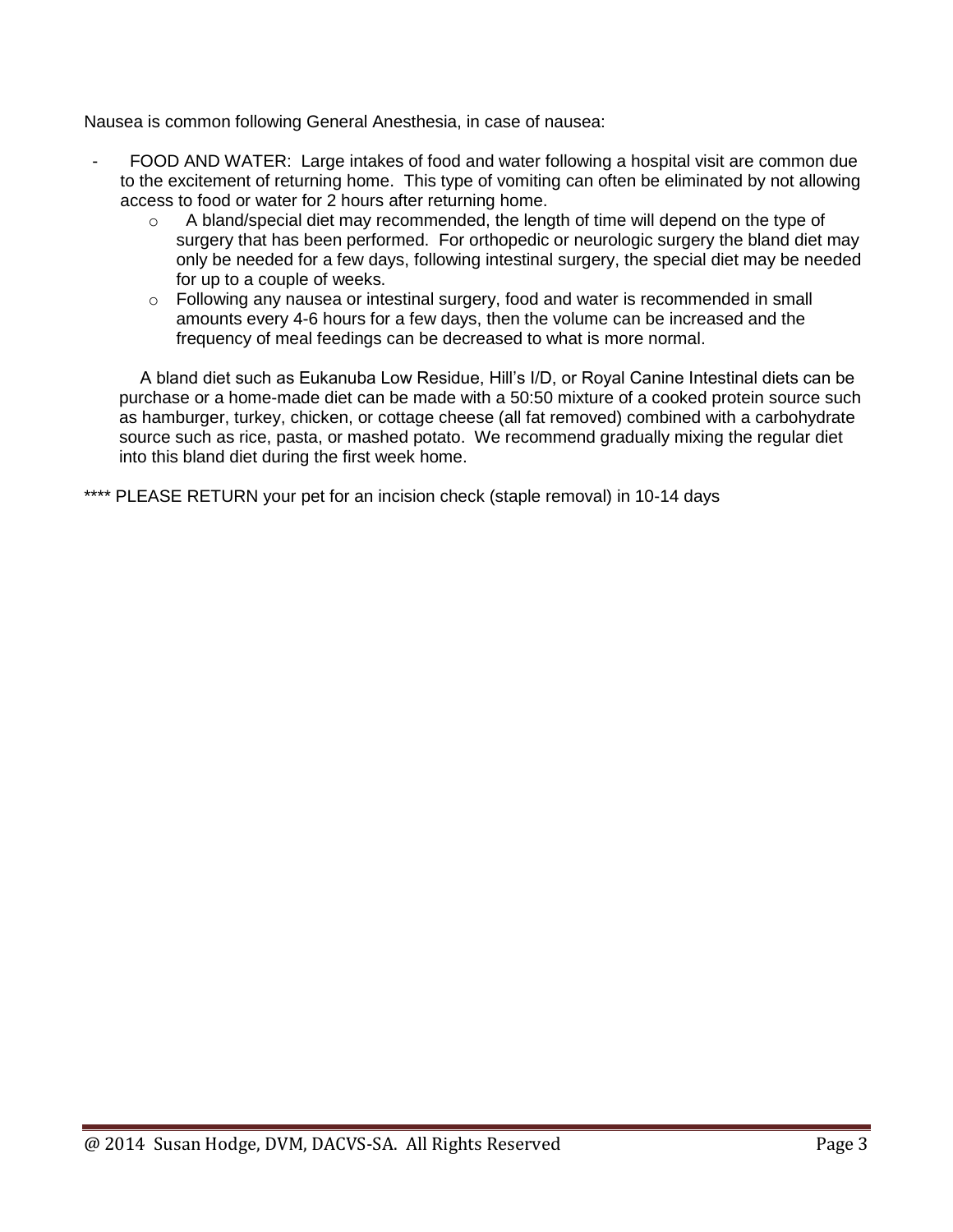Nausea is common following General Anesthesia, in case of nausea:

- FOOD AND WATER: Large intakes of food and water following a hospital visit are common due to the excitement of returning home. This type of vomiting can often be eliminated by not allowing access to food or water for 2 hours after returning home.
  - A bland/special diet may recommended, the length of time will depend on the type of surgery that has been performed. For orthopedic or neurologic surgery the bland diet may only be needed for a few days, following intestinal surgery, the special diet may be needed for up to a couple of weeks.
  - Following any nausea or intestinal surgery, food and water is recommended in small amounts every 4-6 hours for a few days, then the volume can be increased and the frequency of meal feedings can be decreased to what is more normal.

  A bland diet such as Eukanuba Low Residue, Hill's I/D, or Royal Canine Intestinal diets can be purchase or a home-made diet can be made with a 50:50 mixture of a cooked protein source such as hamburger, turkey, chicken, or cottage cheese (all fat removed) combined with a carbohydrate source such as rice, pasta, or mashed potato. We recommend gradually mixing the regular diet into this bland diet during the first week home.

**** PLEASE RETURN your pet for an incision check (staple removal) in 10-14 days